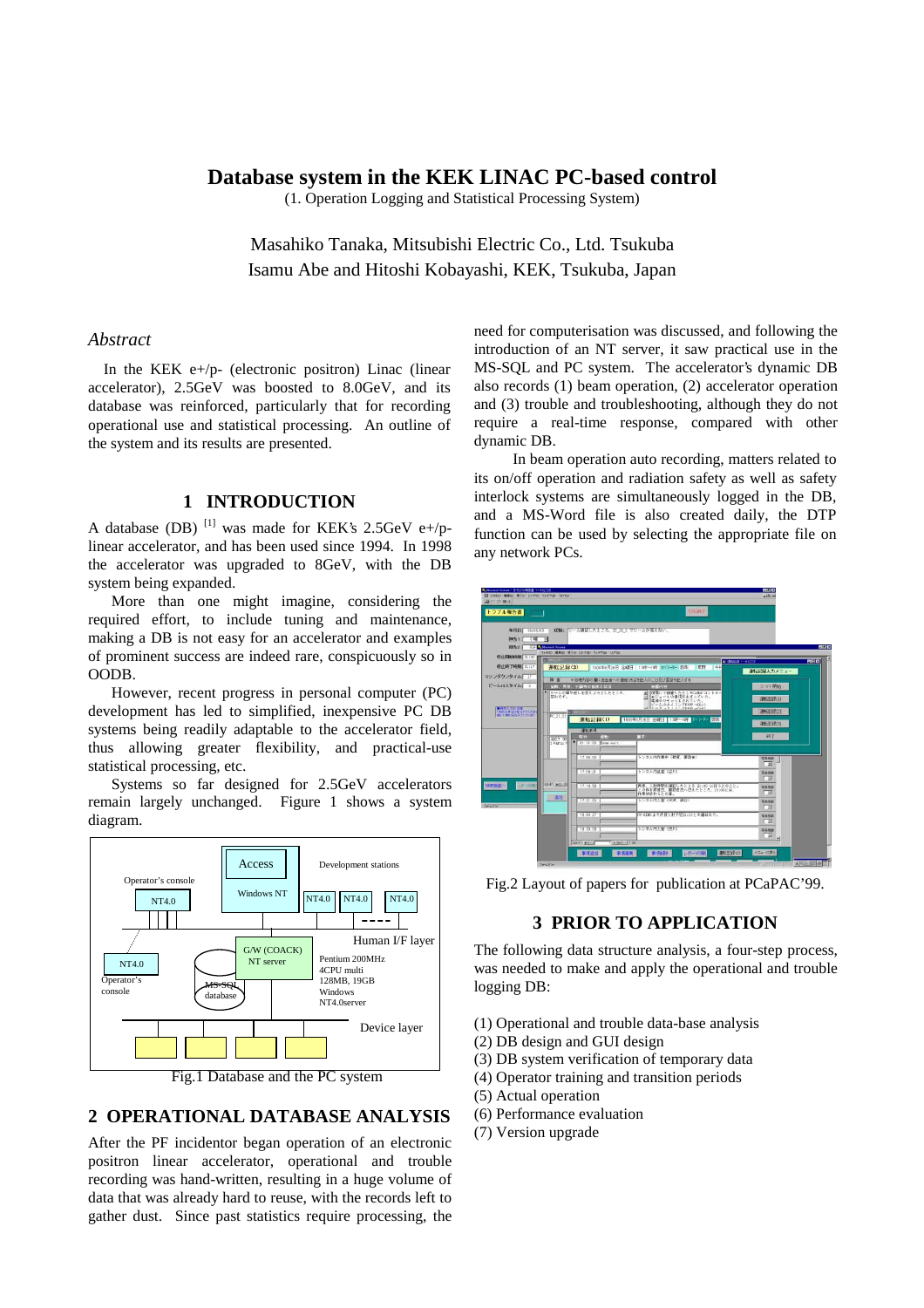# Database system in the KEK LINAC PC-based control

(1. Operation Logging and Statistical Processing System)

Masahiko Tanaka, Mitsubishi Electric Co., Ltd. Tsukuba
Isamu Abe and Hitoshi Kobayashi, KEK, Tsukuba, Japan

## *Abstract*

In the KEK e+/p- (electronic positron) Linac (linear accelerator), 2.5GeV was boosted to 8.0GeV, and its database was reinforced, particularly that for recording operational use and statistical processing. An outline of the system and its results are presented.

## 1 INTRODUCTION

A database (DB) [1] was made for KEK's 2.5GeV e+/p- linear accelerator, and has been used since 1994. In 1998 the accelerator was upgraded to 8GeV, with the DB system being expanded.

More than one might imagine, considering the required effort, to include tuning and maintenance, making a DB is not easy for an accelerator and examples of prominent success are indeed rare, conspicuously so in OODB.

However, recent progress in personal computer (PC) development has led to simplified, inexpensive PC DB systems being readily adaptable to the accelerator field, thus allowing greater flexibility, and practical-use statistical processing, etc.

Systems so far designed for 2.5GeV accelerators remain largely unchanged. Figure 1 shows a system diagram.

Fig.1 Database and the PC system

## 2 OPERATIONAL DATABASE ANALYSIS

After the PF incidentor began operation of an electronic positron linear accelerator, operational and trouble recording was hand-written, resulting in a huge volume of data that was already hard to reuse, with the records left to gather dust. Since past statistics require processing, the need for computerisation was discussed, and following the introduction of an NT server, it saw practical use in the MS-SQL and PC system. The accelerator's dynamic DB also records (1) beam operation, (2) accelerator operation and (3) trouble and troubleshooting, although they do not require a real-time response, compared with other dynamic DB.

In beam operation auto recording, matters related to its on/off operation and radiation safety as well as safety interlock systems are simultaneously logged in the DB, and a MS-Word file is also created daily, the DTP function can be used by selecting the appropriate file on any network PCs.

Fig.2 Layout of papers for publication at PCaPAC'99.

## 3 PRIOR TO APPLICATION

The following data structure analysis, a four-step process, was needed to make and apply the operational and trouble logging DB:

(1) Operational and trouble data-base analysis
(2) DB design and GUI design
(3) DB system verification of temporary data
(4) Operator training and transition periods
(5) Actual operation
(6) Performance evaluation
(7) Version upgrade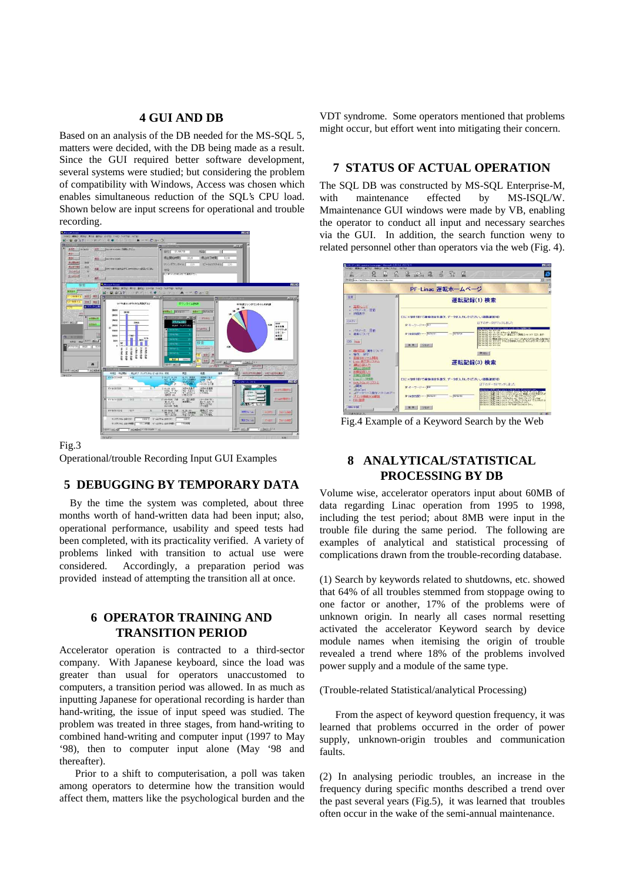## 4 GUI AND DB

Based on an analysis of the DB needed for the MS-SQL 5, matters were decided, with the DB being made as a result. Since the GUI required better software development, several systems were studied; but considering the problem of compatibility with Windows, Access was chosen which enables simultaneous reduction of the SQL's CPU load. Shown below are input screens for operational and trouble recording.

Fig.3
Operational/trouble Recording Input GUI Examples

## 5 DEBUGGING BY TEMPORARY DATA

By the time the system was completed, about three months worth of hand-written data had been input; also, operational performance, usability and speed tests had been completed, with its practicality verified. A variety of problems linked with transition to actual use were considered. Accordingly, a preparation period was provided instead of attempting the transition all at once.

## 6 OPERATOR TRAINING AND TRANSITION PERIOD

Accelerator operation is contracted to a third-sector company. With Japanese keyboard, since the load was greater than usual for operators unaccustomed to computers, a transition period was allowed. In as much as inputting Japanese for operational recording is harder than hand-writing, the issue of input speed was studied. The problem was treated in three stages, from hand-writing to combined hand-writing and computer input (1997 to May '98), then to computer input alone (May '98 and thereafter).

Prior to a shift to computerisation, a poll was taken among operators to determine how the transition would affect them, matters like the psychological burden and the VDT syndrome. Some operators mentioned that problems might occur, but effort went into mitigating their concern.

## 7 STATUS OF ACTUAL OPERATION

The SQL DB was constructed by MS-SQL Enterprise-M, with maintenance effected by MS-ISQL/W. Mmaintenance GUI windows were made by VB, enabling the operator to conduct all input and necessary searches via the GUI. In addition, the search function weny to related personnel other than operators via the web (Fig. 4).

Fig.4 Example of a Keyword Search by the Web

## 8 ANALYTICAL/STATISTICAL PROCESSING BY DB

Volume wise, accelerator operators input about 60MB of data regarding Linac operation from 1995 to 1998, including the test period; about 8MB were input in the trouble file during the same period. The following are examples of analytical and statistical processing of complications drawn from the trouble-recording database.

(1) Search by keywords related to shutdowns, etc. showed that 64% of all troubles stemmed from stoppage owing to one factor or another, 17% of the problems were of unknown origin. In nearly all cases normal resetting activated the accelerator Keyword search by device module names when itemising the origin of trouble revealed a trend where 18% of the problems involved power supply and a module of the same type.

(Trouble-related Statistical/analytical Processing)

From the aspect of keyword question frequency, it was learned that problems occurred in the order of power supply, unknown-origin troubles and communication faults.

(2) In analysing periodic troubles, an increase in the frequency during specific months described a trend over the past several years (Fig.5), it was learned that troubles often occur in the wake of the semi-annual maintenance.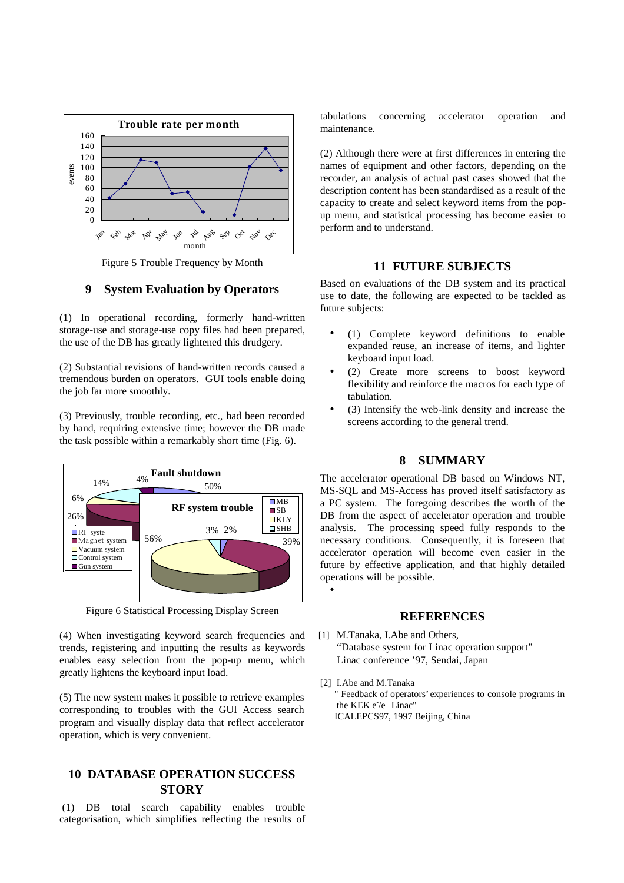Trouble rate per month

events

160
140
120
100
80
60
40
20
0

Jan Feb Mar Apr May Jun Jul Aug Sep Oct Nov Dec

month

Figure 5 Trouble Frequency by Month

## 9 System Evaluation by Operators

(1) In operational recording, formerly hand-written storage-use and storage-use copy files had been prepared, the use of the DB has greatly lightened this drudgery.

(2) Substantial revisions of hand-written records caused a tremendous burden on operators. GUI tools enable doing the job far more smoothly.

(3) Previously, trouble recording, etc., had been recorded by hand, requiring extensive time; however the DB made the task possible within a remarkably short time (Fig. 6).

Fault shutdown

14% 4% 50%
6%
26%

RF syste
Magnet system
Vacuum system
Control system
Gun system

RF system trouble

MB
SB
KLY
SHB

3% 2%
56% 39%

Figure 6 Statistical Processing Display Screen

(4) When investigating keyword search frequencies and trends, registering and inputting the results as keywords enables easy selection from the pop-up menu, which greatly lightens the keyboard input load.

(5) The new system makes it possible to retrieve examples corresponding to troubles with the GUI Access search program and visually display data that reflect accelerator operation, which is very convenient.

## 10 DATABASE OPERATION SUCCESS STORY

(1) DB total search capability enables trouble categorisation, which simplifies reflecting the results of tabulations concerning accelerator operation and maintenance.

(2) Although there were at first differences in entering the names of equipment and other factors, depending on the recorder, an analysis of actual past cases showed that the description content has been standardised as a result of the capacity to create and select keyword items from the pop-up menu, and statistical processing has become easier to perform and to understand.

## 11 FUTURE SUBJECTS

Based on evaluations of the DB system and its practical use to date, the following are expected to be tackled as future subjects:

- (1) Complete keyword definitions to enable expanded reuse, an increase of items, and lighter keyboard input load.
- (2) Create more screens to boost keyword flexibility and reinforce the macros for each type of tabulation.
- (3) Intensify the web-link density and increase the screens according to the general trend.

## 8 SUMMARY

The accelerator operational DB based on Windows NT, MS-SQL and MS-Access has proved itself satisfactory as a PC system. The foregoing describes the worth of the DB from the aspect of accelerator operation and trouble analysis. The processing speed fully responds to the necessary conditions. Consequently, it is foreseen that accelerator operation will become even easier in the future by effective application, and that highly detailed operations will be possible.

## REFERENCES

[1] M.Tanaka, I.Abe and Others,
"Database system for Linac operation support"
Linac conference '97, Sendai, Japan

[2] I.Abe and M.Tanaka
" Feedback of operators' experiences to console programs in the KEK $e^-/e^+$ Linac"
ICALEPCS97, 1997 Beijing, China